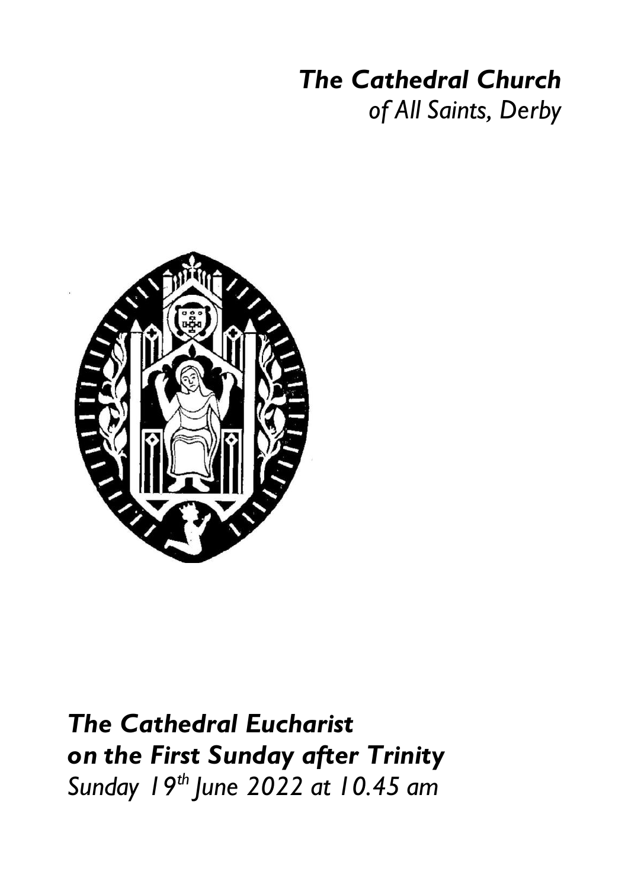# *The Cathedral Church*
*of All Saints, Derby*

## *The Cathedral Eucharist on the First Sunday after Trinity*
*Sunday 19th June 2022 at 10.45 am*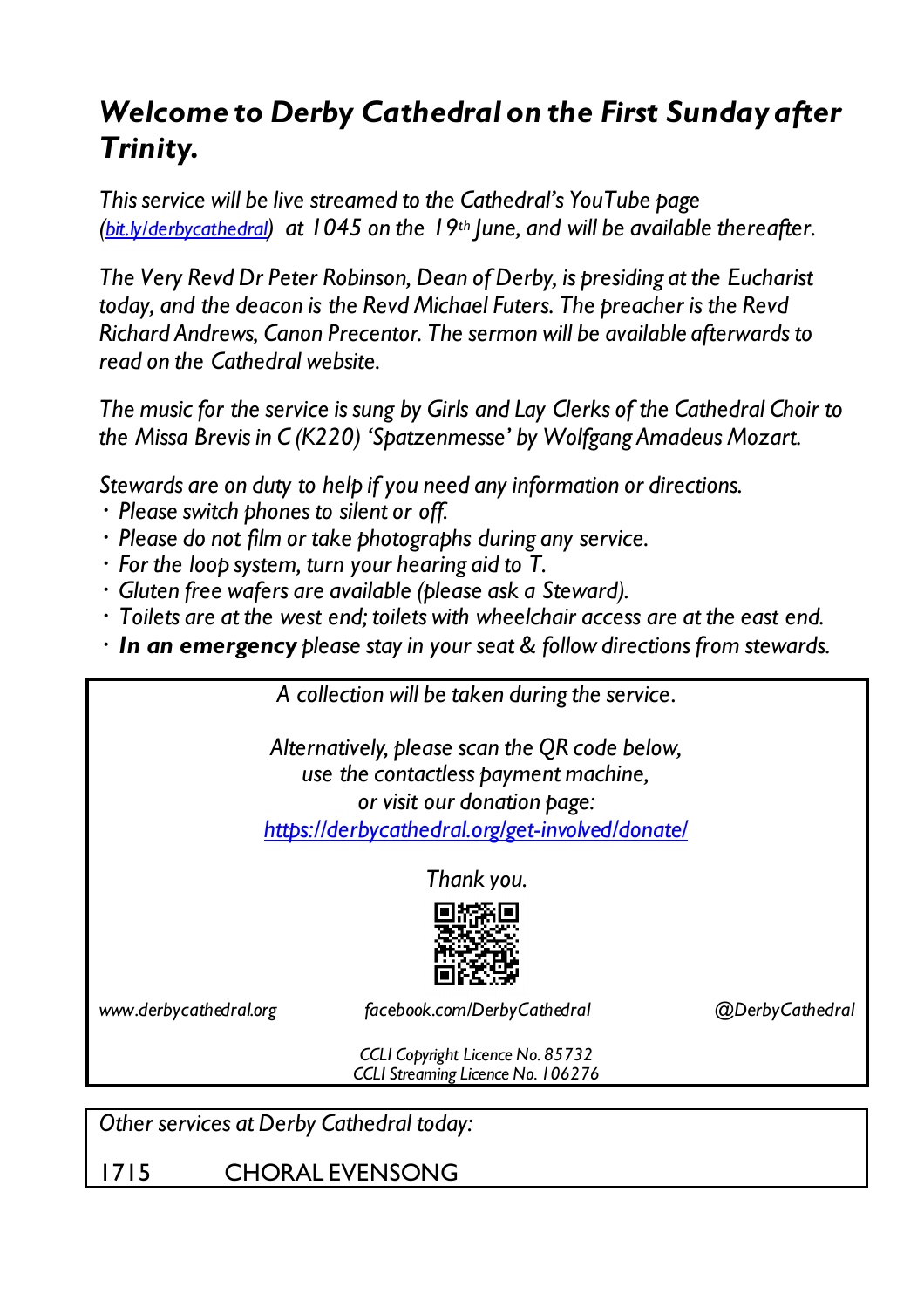# *Welcome to Derby Cathedral on the First Sunday after Trinity.*

*This service will be live streamed to the Cathedral's YouTube page (bit.ly/derbycathedral) at 1045 on the 19th June, and will be available thereafter.*

*The Very Revd Dr Peter Robinson, Dean of Derby, is presiding at the Eucharist today, and the deacon is the Revd Michael Futers. The preacher is the Revd Richard Andrews, Canon Precentor. The sermon will be available afterwards to read on the Cathedral website.*

*The music for the service is sung by Girls and Lay Clerks of the Cathedral Choir to the Missa Brevis in C (K220) 'Spatzenmesse' by Wolfgang Amadeus Mozart.*

*Stewards are on duty to help if you need any information or directions.*

- *Please switch phones to silent or off.*
- *Please do not film or take photographs during any service.*
- *For the loop system, turn your hearing aid to T.*
- *Gluten free wafers are available (please ask a Steward).*
- *Toilets are at the west end; toilets with wheelchair access are at the east end.*
- ***In an emergency** please stay in your seat & follow directions from stewards.*

*A collection will be taken during the service.*

*Alternatively, please scan the QR code below,*
*use the contactless payment machine,*
*or visit our donation page:*
*https://derbycathedral.org/get-involved/donate/*

*Thank you.*

*www.derbycathedral.org* *facebook.com/DerbyCathedral* *@DerbyCathedral*

*CCLI Copyright Licence No. 85732*
*CCLI Streaming Licence No. 106276*

*Other services at Derby Cathedral today:*

1715 CHORAL EVENSONG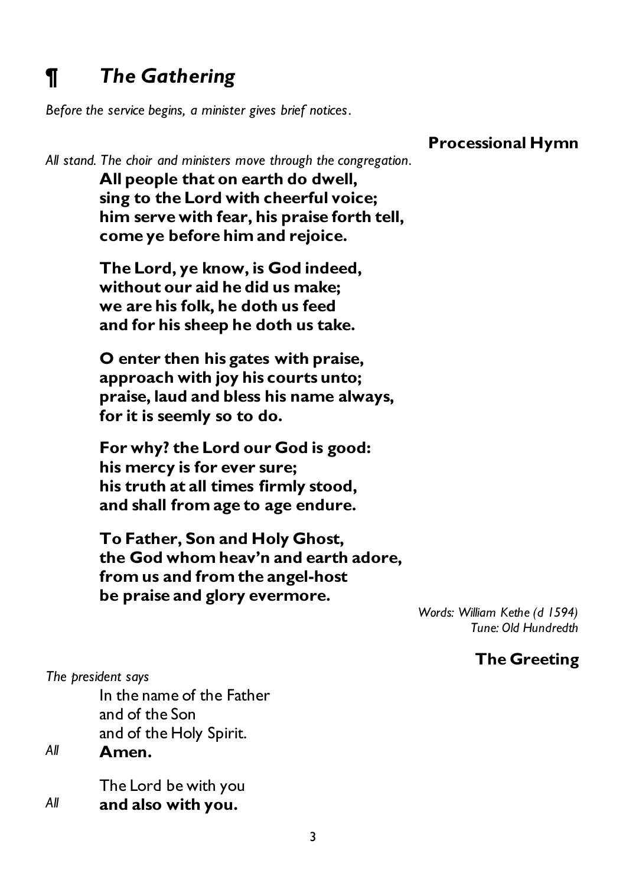# ¶ *The Gathering*

*Before the service begins, a minister gives brief notices.*

## Processional Hymn

*All stand. The choir and ministers move through the congregation.*

**All people that on earth do dwell,**
**sing to the Lord with cheerful voice;**
**him serve with fear, his praise forth tell,**
**come ye before him and rejoice.**

**The Lord, ye know, is God indeed,**
**without our aid he did us make;**
**we are his folk, he doth us feed**
**and for his sheep he doth us take.**

**O enter then his gates with praise,**
**approach with joy his courts unto;**
**praise, laud and bless his name always,**
**for it is seemly so to do.**

**For why? the Lord our God is good:**
**his mercy is for ever sure;**
**his truth at all times firmly stood,**
**and shall from age to age endure.**

**To Father, Son and Holy Ghost,**
**the God whom heav'n and earth adore,**
**from us and from the angel-host**
**be praise and glory evermore.**

*Words: William Kethe (d 1594)*
*Tune: Old Hundredth*

## The Greeting

*The president says*

In the name of the Father
and of the Son
and of the Holy Spirit.

*All* **Amen.**

The Lord be with you

*All* **and also with you.**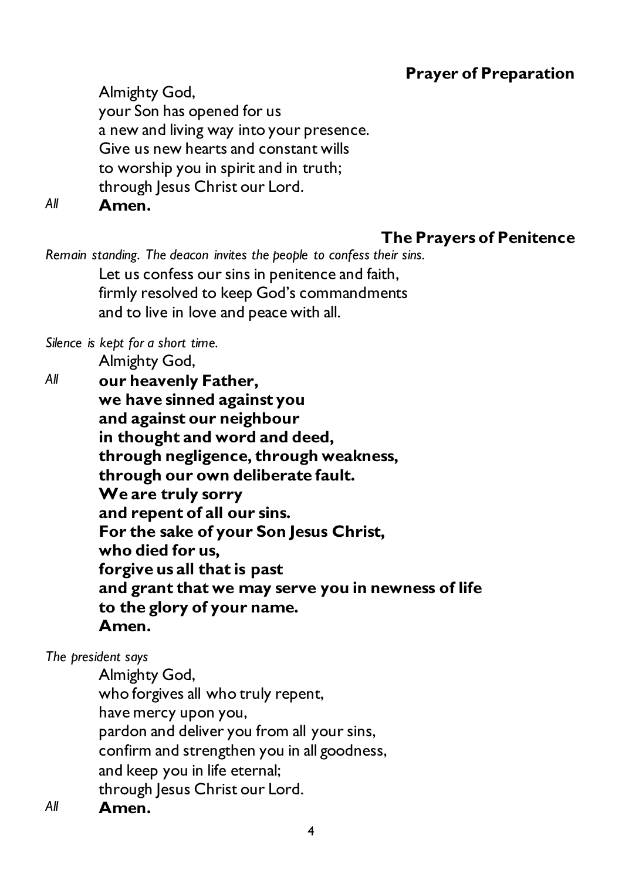## Prayer of Preparation

Almighty God,
your Son has opened for us
a new and living way into your presence.
Give us new hearts and constant wills
to worship you in spirit and in truth;
through Jesus Christ our Lord.

*All* **Amen.**

## The Prayers of Penitence

*Remain standing. The deacon invites the people to confess their sins.*

Let us confess our sins in penitence and faith,
firmly resolved to keep God's commandments
and to live in love and peace with all.

*Silence is kept for a short time.*

Almighty God,

*All* **our heavenly Father,**
**we have sinned against you**
**and against our neighbour**
**in thought and word and deed,**
**through negligence, through weakness,**
**through our own deliberate fault.**
**We are truly sorry**
**and repent of all our sins.**
**For the sake of your Son Jesus Christ,**
**who died for us,**
**forgive us all that is past**
**and grant that we may serve you in newness of life**
**to the glory of your name.**
**Amen.**

*The president says*

Almighty God,
who forgives all who truly repent,
have mercy upon you,
pardon and deliver you from all your sins,
confirm and strengthen you in all goodness,
and keep you in life eternal;
through Jesus Christ our Lord.

*All* **Amen.**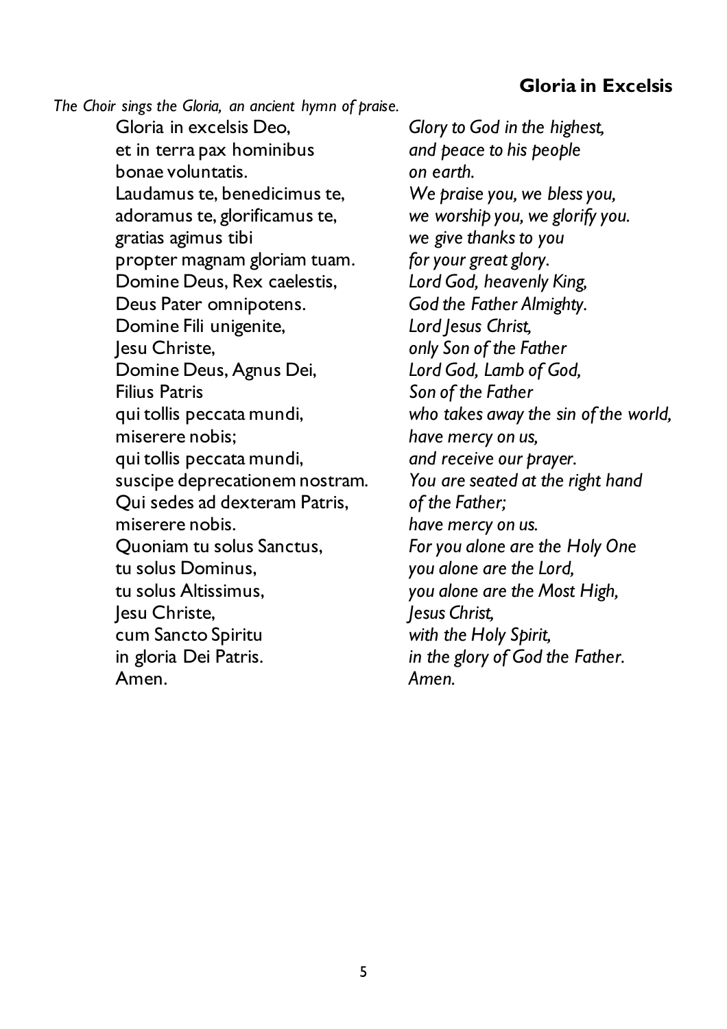## Gloria in Excelsis

*The Choir sings the Gloria, an ancient hymn of praise.*

| | |
|---|---|
| Gloria in excelsis Deo, | *Glory to God in the highest,* |
| et in terra pax hominibus | *and peace to his people* |
| bonae voluntatis. | *on earth.* |
| Laudamus te, benedicimus te, | *We praise you, we bless you,* |
| adoramus te, glorificamus te, | *we worship you, we glorify you.* |
| gratias agimus tibi | *we give thanks to you* |
| propter magnam gloriam tuam. | *for your great glory.* |
| Domine Deus, Rex caelestis, | *Lord God, heavenly King,* |
| Deus Pater omnipotens. | *God the Father Almighty.* |
| Domine Fili unigenite, | *Lord Jesus Christ,* |
| Jesu Christe, | *only Son of the Father* |
| Domine Deus, Agnus Dei, | *Lord God, Lamb of God,* |
| Filius Patris | *Son of the Father* |
| qui tollis peccata mundi, | *who takes away the sin of the world,* |
| miserere nobis; | *have mercy on us,* |
| qui tollis peccata mundi, | *and receive our prayer.* |
| suscipe deprecationem nostram. | *You are seated at the right hand* |
| Qui sedes ad dexteram Patris, | *of the Father;* |
| miserere nobis. | *have mercy on us.* |
| Quoniam tu solus Sanctus, | *For you alone are the Holy One* |
| tu solus Dominus, | *you alone are the Lord,* |
| tu solus Altissimus, | *you alone are the Most High,* |
| Jesu Christe, | *Jesus Christ,* |
| cum Sancto Spiritu | *with the Holy Spirit,* |
| in gloria Dei Patris. | *in the glory of God the Father.* |
| Amen. | *Amen.* |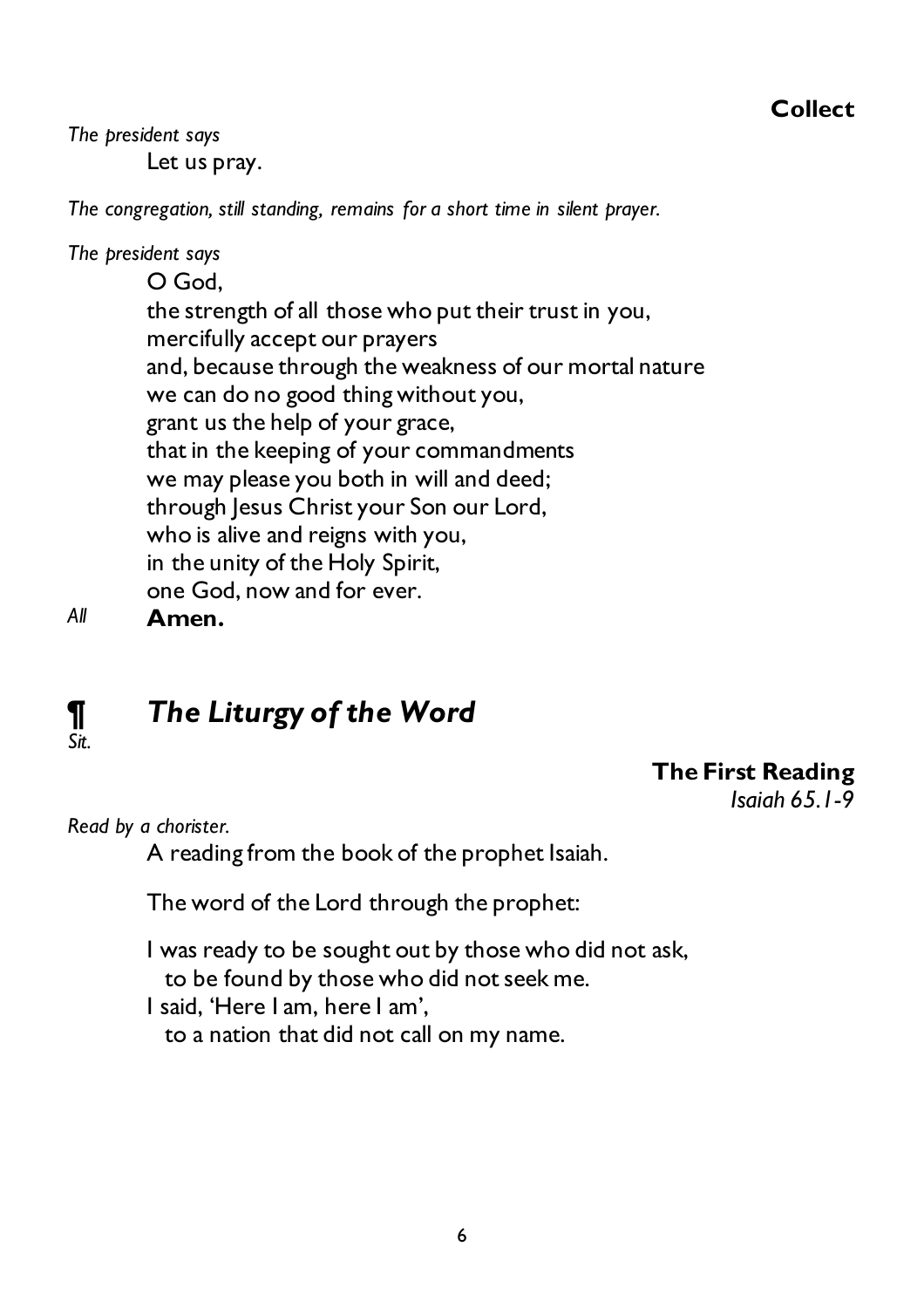### Collect

*The president says*

Let us pray.

*The congregation, still standing, remains for a short time in silent prayer.*

*The president says*

O God,
the strength of all those who put their trust in you,
mercifully accept our prayers
and, because through the weakness of our mortal nature
we can do no good thing without you,
grant us the help of your grace,
that in the keeping of your commandments
we may please you both in will and deed;
through Jesus Christ your Son our Lord,
who is alive and reigns with you,
in the unity of the Holy Spirit,
one God, now and for ever.

*All* **Amen.**

## ¶ *The Liturgy of the Word*

*Sit.*

### The First Reading

*Isaiah 65.1-9*

*Read by a chorister.*

A reading from the book of the prophet Isaiah.

The word of the Lord through the prophet:

I was ready to be sought out by those who did not ask,
  to be found by those who did not seek me.
I said, 'Here I am, here I am',
  to a nation that did not call on my name.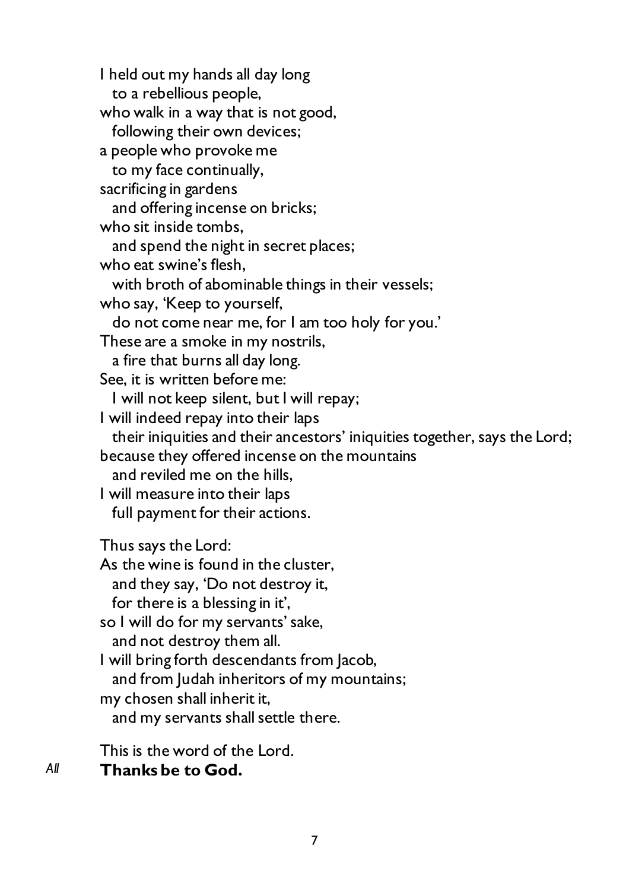I held out my hands all day long
  to a rebellious people,
who walk in a way that is not good,
  following their own devices;
a people who provoke me
  to my face continually,
sacrificing in gardens
  and offering incense on bricks;
who sit inside tombs,
  and spend the night in secret places;
who eat swine's flesh,
  with broth of abominable things in their vessels;
who say, 'Keep to yourself,
  do not come near me, for I am too holy for you.'
These are a smoke in my nostrils,
  a fire that burns all day long.
See, it is written before me:
  I will not keep silent, but I will repay;
I will indeed repay into their laps
  their iniquities and their ancestors' iniquities together, says the Lord;
because they offered incense on the mountains
  and reviled me on the hills,
I will measure into their laps
  full payment for their actions.

Thus says the Lord:
As the wine is found in the cluster,
  and they say, 'Do not destroy it,
  for there is a blessing in it',
so I will do for my servants' sake,
  and not destroy them all.
I will bring forth descendants from Jacob,
  and from Judah inheritors of my mountains;
my chosen shall inherit it,
  and my servants shall settle there.

This is the word of the Lord.

*All* **Thanks be to God.**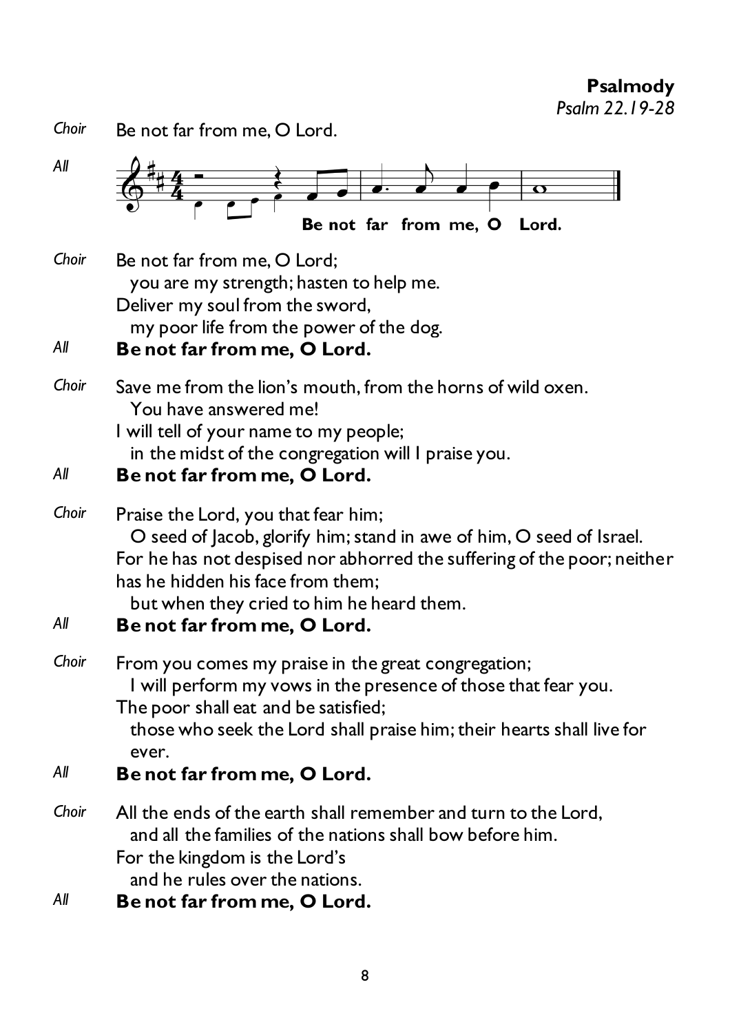## Psalmody

*Psalm 22.19-28*

*Choir* Be not far from me, O Lord.

*All* **Be not far from me, O Lord.**

*Choir* Be not far from me, O Lord;
  you are my strength; hasten to help me.
Deliver my soul from the sword,
  my poor life from the power of the dog.

*All* **Be not far from me, O Lord.**

*Choir* Save me from the lion's mouth, from the horns of wild oxen.
  You have answered me!
I will tell of your name to my people;
  in the midst of the congregation will I praise you.

*All* **Be not far from me, O Lord.**

*Choir* Praise the Lord, you that fear him;
  O seed of Jacob, glorify him; stand in awe of him, O seed of Israel.
For he has not despised nor abhorred the suffering of the poor; neither has he hidden his face from them;
  but when they cried to him he heard them.

*All* **Be not far from me, O Lord.**

*Choir* From you comes my praise in the great congregation;
  I will perform my vows in the presence of those that fear you.
The poor shall eat and be satisfied;
  those who seek the Lord shall praise him; their hearts shall live for ever.

*All* **Be not far from me, O Lord.**

*Choir* All the ends of the earth shall remember and turn to the Lord,
  and all the families of the nations shall bow before him.
For the kingdom is the Lord's
  and he rules over the nations.

*All* **Be not far from me, O Lord.**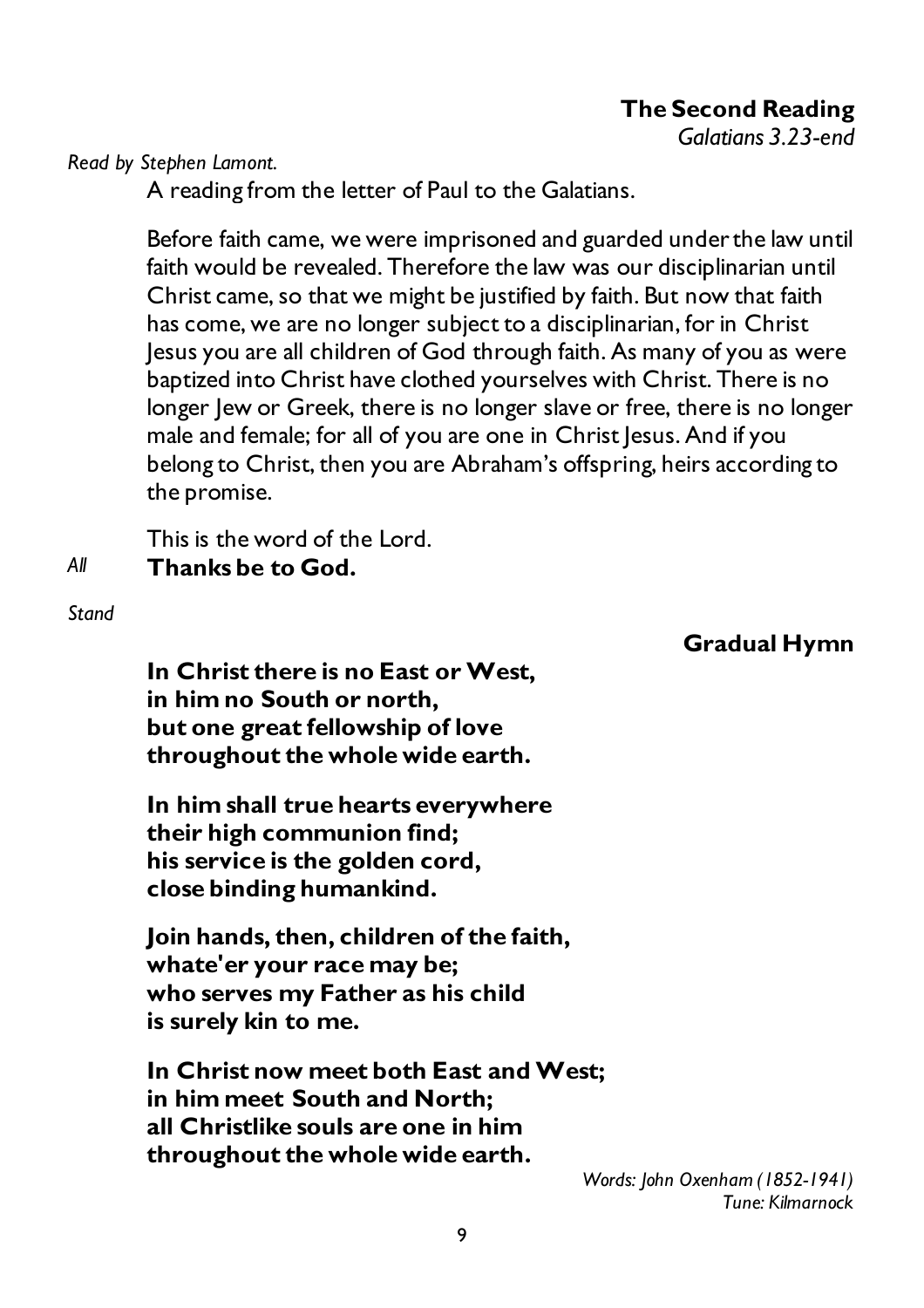## The Second Reading

*Galatians 3.23-end*

*Read by Stephen Lamont.*

A reading from the letter of Paul to the Galatians.

Before faith came, we were imprisoned and guarded under the law until faith would be revealed. Therefore the law was our disciplinarian until Christ came, so that we might be justified by faith. But now that faith has come, we are no longer subject to a disciplinarian, for in Christ Jesus you are all children of God through faith. As many of you as were baptized into Christ have clothed yourselves with Christ. There is no longer Jew or Greek, there is no longer slave or free, there is no longer male and female; for all of you are one in Christ Jesus. And if you belong to Christ, then you are Abraham's offspring, heirs according to the promise.

This is the word of the Lord.

*All* **Thanks be to God.**

*Stand*

## Gradual Hymn

**In Christ there is no East or West,**
**in him no South or north,**
**but one great fellowship of love**
**throughout the whole wide earth.**

**In him shall true hearts everywhere**
**their high communion find;**
**his service is the golden cord,**
**close binding humankind.**

**Join hands, then, children of the faith,**
**whate'er your race may be;**
**who serves my Father as his child**
**is surely kin to me.**

**In Christ now meet both East and West;**
**in him meet South and North;**
**all Christlike souls are one in him**
**throughout the whole wide earth.**

*Words: John Oxenham (1852-1941)*
*Tune: Kilmarnock*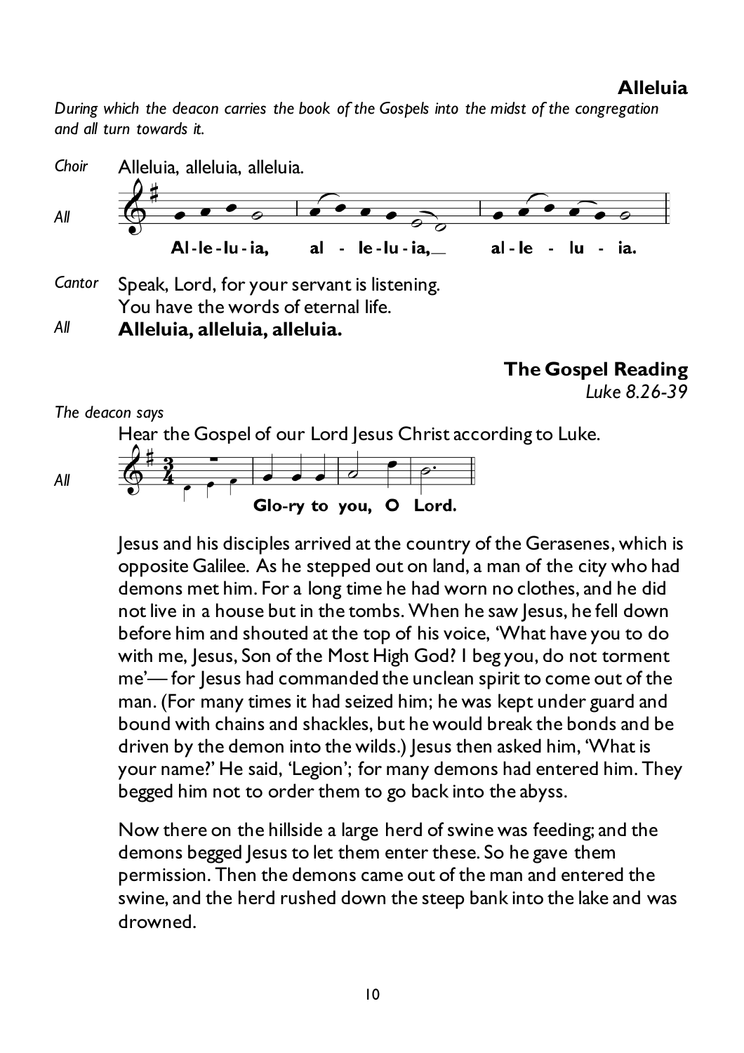### Alleluia

*During which the deacon carries the book of the Gospels into the midst of the congregation and all turn towards it.*

*Choir* Alleluia, alleluia, alleluia.

*All* **Al-le-lu-ia, al - le-lu-ia, al-le - lu - ia.**

*Cantor* Speak, Lord, for your servant is listening.
You have the words of eternal life.

*All* **Alleluia, alleluia, alleluia.**

### The Gospel Reading

*Luke 8.26-39*

*The deacon says*

Hear the Gospel of our Lord Jesus Christ according to Luke.

*All* **Glo-ry to you, O Lord.**

Jesus and his disciples arrived at the country of the Gerasenes, which is opposite Galilee. As he stepped out on land, a man of the city who had demons met him. For a long time he had worn no clothes, and he did not live in a house but in the tombs. When he saw Jesus, he fell down before him and shouted at the top of his voice, 'What have you to do with me, Jesus, Son of the Most High God? I beg you, do not torment me'— for Jesus had commanded the unclean spirit to come out of the man. (For many times it had seized him; he was kept under guard and bound with chains and shackles, but he would break the bonds and be driven by the demon into the wilds.) Jesus then asked him, 'What is your name?' He said, 'Legion'; for many demons had entered him. They begged him not to order them to go back into the abyss.

Now there on the hillside a large herd of swine was feeding; and the demons begged Jesus to let them enter these. So he gave them permission. Then the demons came out of the man and entered the swine, and the herd rushed down the steep bank into the lake and was drowned.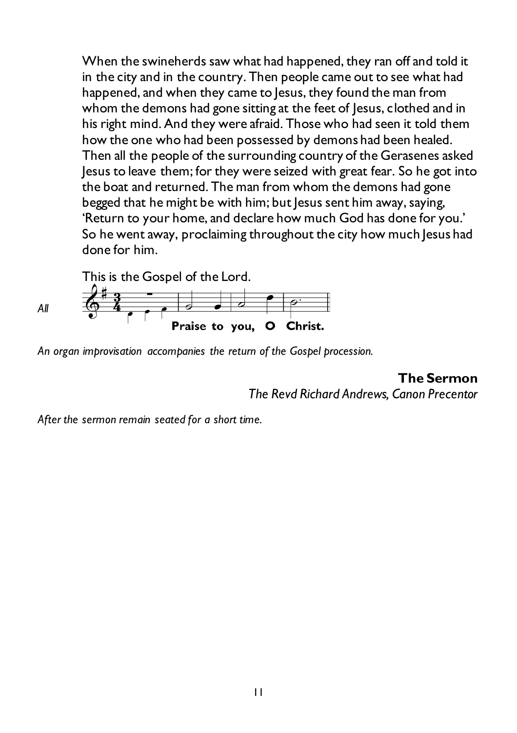When the swineherds saw what had happened, they ran off and told it in the city and in the country. Then people came out to see what had happened, and when they came to Jesus, they found the man from whom the demons had gone sitting at the feet of Jesus, clothed and in his right mind. And they were afraid. Those who had seen it told them how the one who had been possessed by demons had been healed. Then all the people of the surrounding country of the Gerasenes asked Jesus to leave them; for they were seized with great fear. So he got into the boat and returned. The man from whom the demons had gone begged that he might be with him; but Jesus sent him away, saying, 'Return to your home, and declare how much God has done for you.' So he went away, proclaiming throughout the city how much Jesus had done for him.

This is the Gospel of the Lord.

*All* **Praise to you, O Christ.**

*An organ improvisation accompanies the return of the Gospel procession.*

**The Sermon**

*The Revd Richard Andrews, Canon Precentor*

*After the sermon remain seated for a short time.*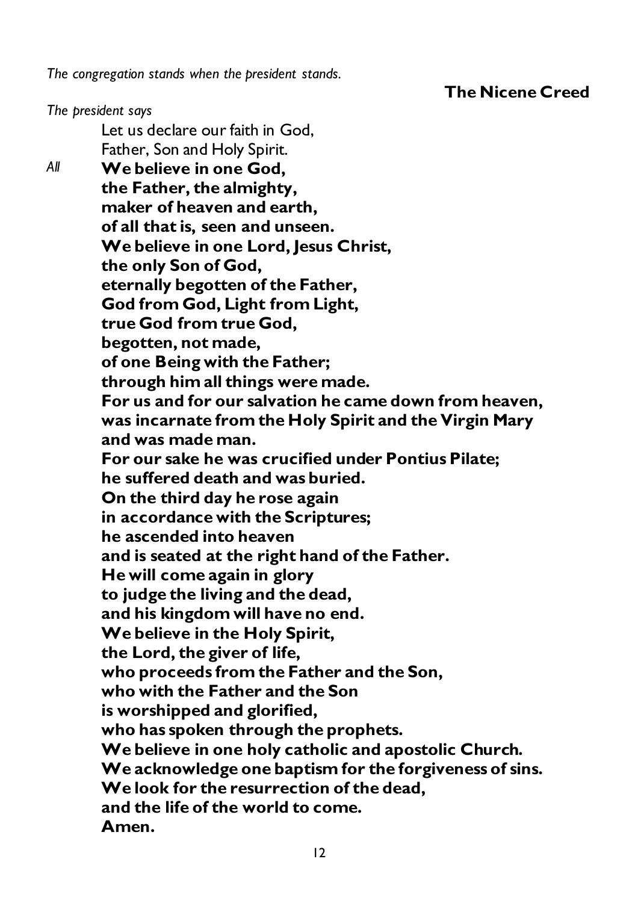*The congregation stands when the president stands.*

## The Nicene Creed

*The president says*

Let us declare our faith in God,  
Father, Son and Holy Spirit.

*All* **We believe in one God,**  
**the Father, the almighty,**  
**maker of heaven and earth,**  
**of all that is, seen and unseen.**  
**We believe in one Lord, Jesus Christ,**  
**the only Son of God,**  
**eternally begotten of the Father,**  
**God from God, Light from Light,**  
**true God from true God,**  
**begotten, not made,**  
**of one Being with the Father;**  
**through him all things were made.**  
**For us and for our salvation he came down from heaven,**  
**was incarnate from the Holy Spirit and the Virgin Mary**  
**and was made man.**  
**For our sake he was crucified under Pontius Pilate;**  
**he suffered death and was buried.**  
**On the third day he rose again**  
**in accordance with the Scriptures;**  
**he ascended into heaven**  
**and is seated at the right hand of the Father.**  
**He will come again in glory**  
**to judge the living and the dead,**  
**and his kingdom will have no end.**  
**We believe in the Holy Spirit,**  
**the Lord, the giver of life,**  
**who proceeds from the Father and the Son,**  
**who with the Father and the Son**  
**is worshipped and glorified,**  
**who has spoken through the prophets.**  
**We believe in one holy catholic and apostolic Church.**  
**We acknowledge one baptism for the forgiveness of sins.**  
**We look for the resurrection of the dead,**  
**and the life of the world to come.**  
**Amen.**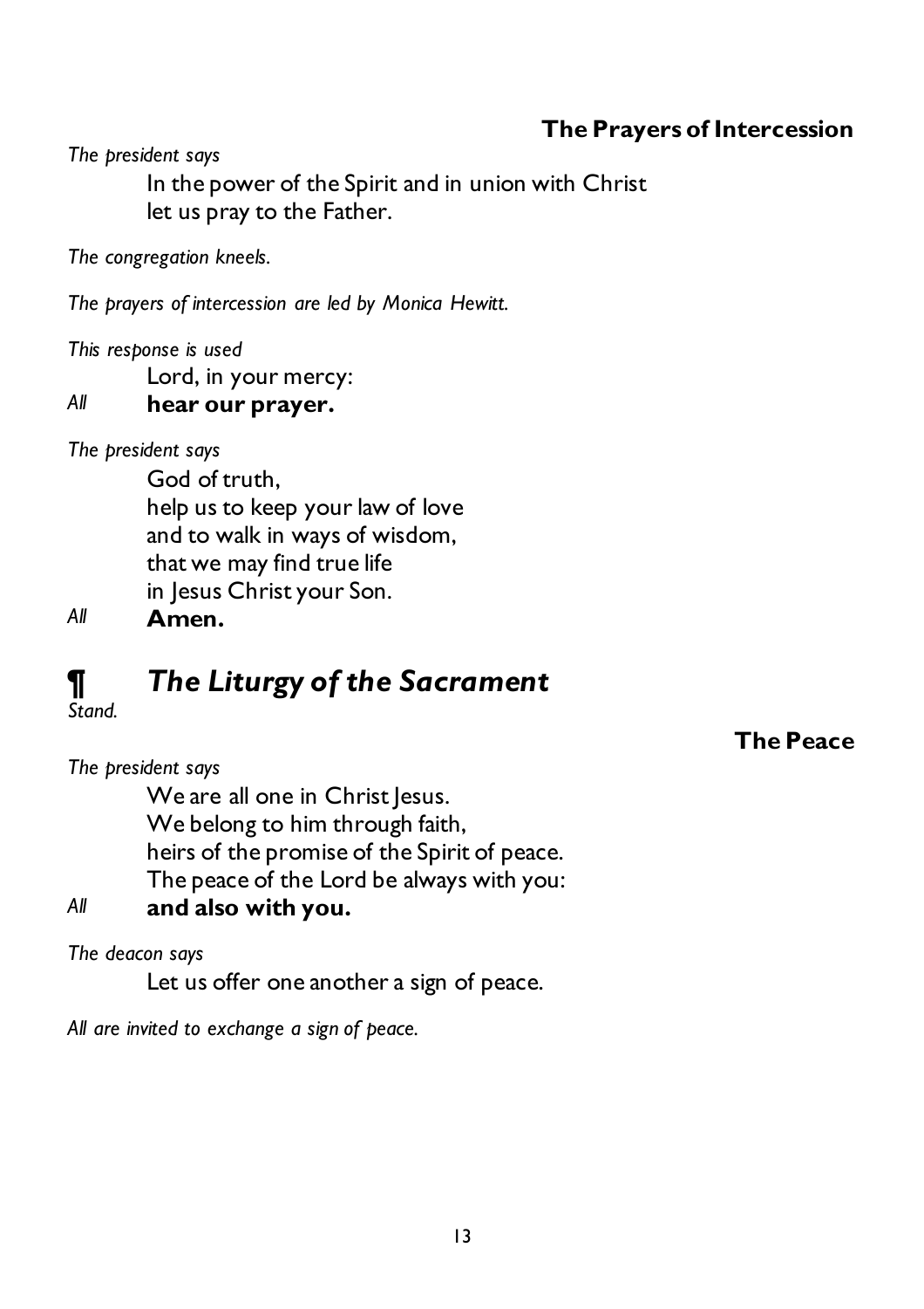### The Prayers of Intercession

*The president says*

In the power of the Spirit and in union with Christ
let us pray to the Father.

*The congregation kneels.*

*The prayers of intercession are led by Monica Hewitt.*

*This response is used*

Lord, in your mercy:

*All* **hear our prayer.**

*The president says*

God of truth,
help us to keep your law of love
and to walk in ways of wisdom,
that we may find true life
in Jesus Christ your Son.

*All* **Amen.**

## ¶ *The Liturgy of the Sacrament*

*Stand.*

### The Peace

*The president says*

We are all one in Christ Jesus.
We belong to him through faith,
heirs of the promise of the Spirit of peace.
The peace of the Lord be always with you:

*All* **and also with you.**

*The deacon says*

Let us offer one another a sign of peace.

*All are invited to exchange a sign of peace.*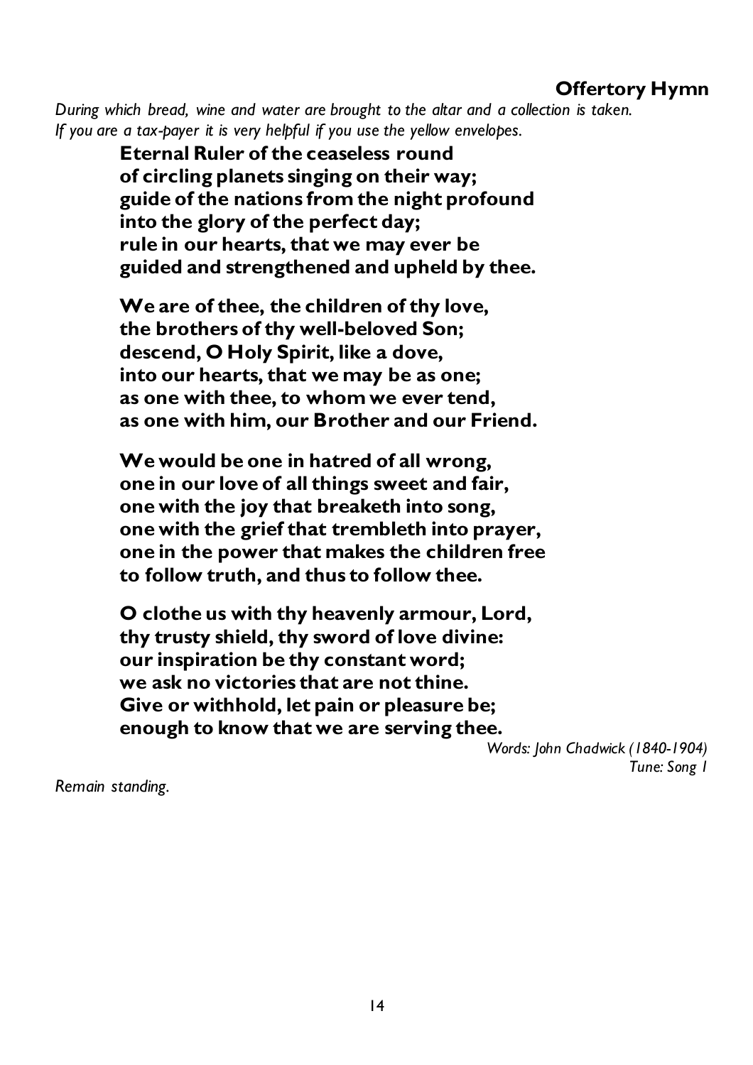## Offertory Hymn

*During which bread, wine and water are brought to the altar and a collection is taken. If you are a tax-payer it is very helpful if you use the yellow envelopes.*

**Eternal Ruler of the ceaseless round**
**of circling planets singing on their way;**
**guide of the nations from the night profound**
**into the glory of the perfect day;**
**rule in our hearts, that we may ever be**
**guided and strengthened and upheld by thee.**

**We are of thee, the children of thy love,**
**the brothers of thy well-beloved Son;**
**descend, O Holy Spirit, like a dove,**
**into our hearts, that we may be as one;**
**as one with thee, to whom we ever tend,**
**as one with him, our Brother and our Friend.**

**We would be one in hatred of all wrong,**
**one in our love of all things sweet and fair,**
**one with the joy that breaketh into song,**
**one with the grief that trembleth into prayer,**
**one in the power that makes the children free**
**to follow truth, and thus to follow thee.**

**O clothe us with thy heavenly armour, Lord,**
**thy trusty shield, thy sword of love divine:**
**our inspiration be thy constant word;**
**we ask no victories that are not thine.**
**Give or withhold, let pain or pleasure be;**
**enough to know that we are serving thee.**

*Words: John Chadwick (1840-1904)*
*Tune: Song 1*

*Remain standing.*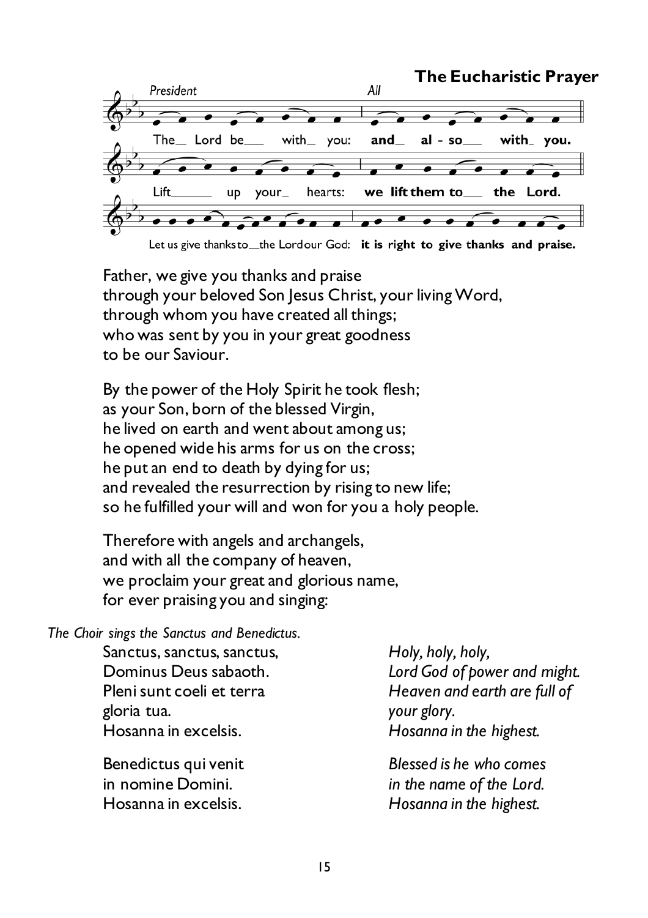### The Eucharistic Prayer

*President* — *All*

The_ Lord be___ with_ you: **and_ al - so___ with_ you.**

Lift_____ up your_ hearts: **we lift them to___ the Lord.**

Let us give thanks to__the Lord our God: **it is right to give thanks and praise.**

Father, we give you thanks and praise
through your beloved Son Jesus Christ, your living Word,
through whom you have created all things;
who was sent by you in your great goodness
to be our Saviour.

By the power of the Holy Spirit he took flesh;
as your Son, born of the blessed Virgin,
he lived on earth and went about among us;
he opened wide his arms for us on the cross;
he put an end to death by dying for us;
and revealed the resurrection by rising to new life;
so he fulfilled your will and won for you a holy people.

Therefore with angels and archangels,
and with all the company of heaven,
we proclaim your great and glorious name,
for ever praising you and singing:

*The Choir sings the Sanctus and Benedictus.*

Sanctus, sanctus, sanctus,
Dominus Deus sabaoth.
Pleni sunt coeli et terra
gloria tua.
Hosanna in excelsis.

*Holy, holy, holy,*
*Lord God of power and might.*
*Heaven and earth are full of*
*your glory.*
*Hosanna in the highest.*

Benedictus qui venit
in nomine Domini.
Hosanna in excelsis.

*Blessed is he who comes*
*in the name of the Lord.*
*Hosanna in the highest.*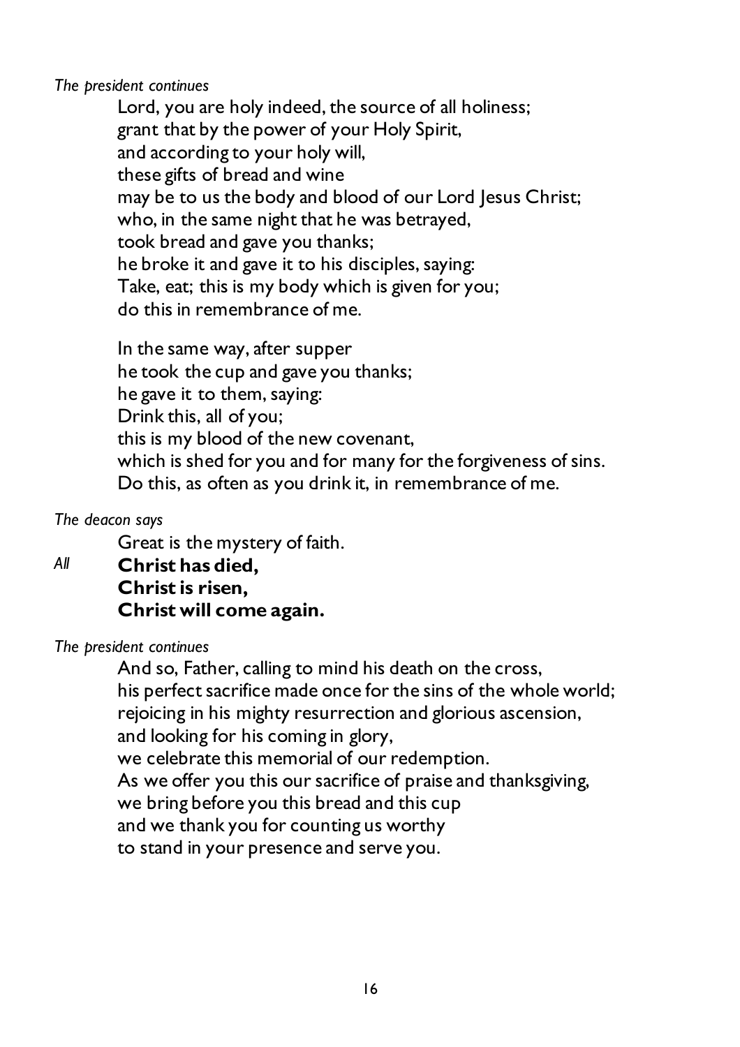*The president continues*

Lord, you are holy indeed, the source of all holiness;
grant that by the power of your Holy Spirit,
and according to your holy will,
these gifts of bread and wine
may be to us the body and blood of our Lord Jesus Christ;
who, in the same night that he was betrayed,
took bread and gave you thanks;
he broke it and gave it to his disciples, saying:
Take, eat; this is my body which is given for you;
do this in remembrance of me.

In the same way, after supper
he took the cup and gave you thanks;
he gave it to them, saying:
Drink this, all of you;
this is my blood of the new covenant,
which is shed for you and for many for the forgiveness of sins.
Do this, as often as you drink it, in remembrance of me.

*The deacon says*

Great is the mystery of faith.

*All* **Christ has died,**
**Christ is risen,**
**Christ will come again.**

*The president continues*

And so, Father, calling to mind his death on the cross,
his perfect sacrifice made once for the sins of the whole world;
rejoicing in his mighty resurrection and glorious ascension,
and looking for his coming in glory,
we celebrate this memorial of our redemption.
As we offer you this our sacrifice of praise and thanksgiving,
we bring before you this bread and this cup
and we thank you for counting us worthy
to stand in your presence and serve you.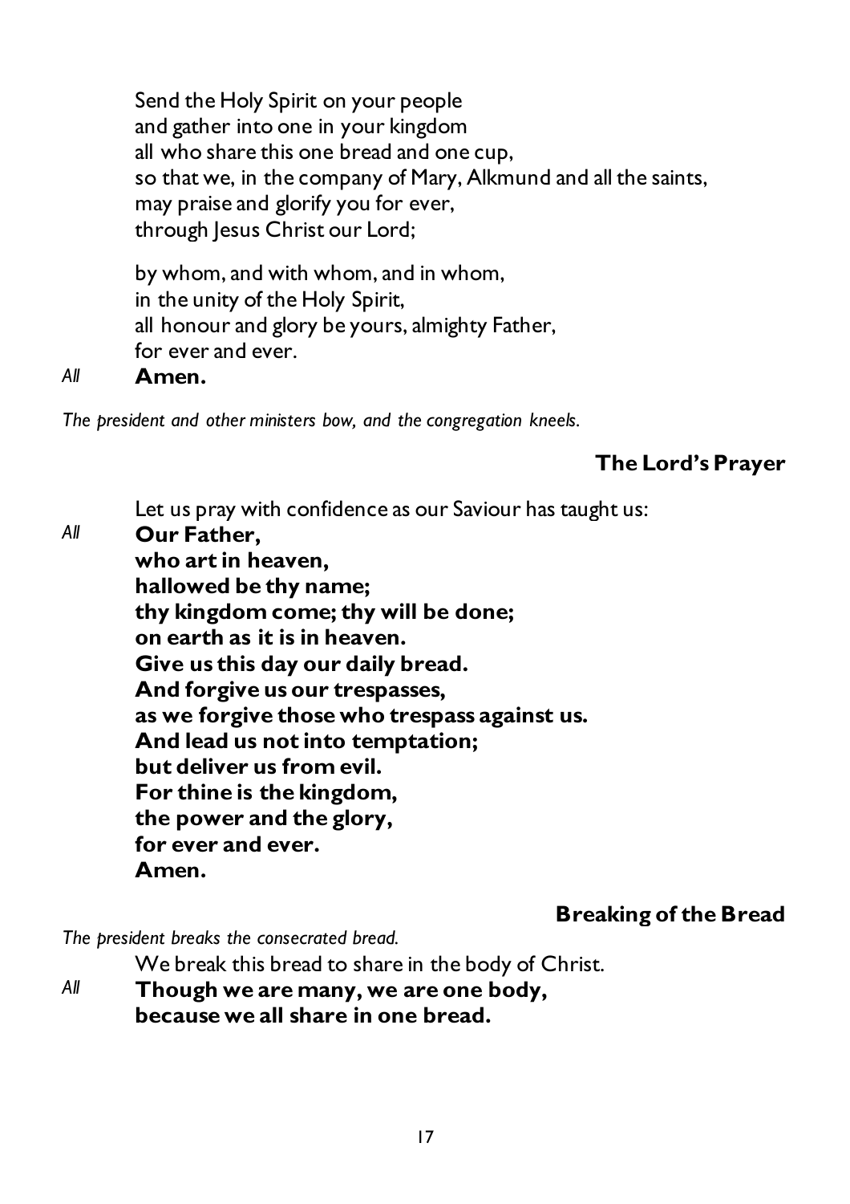Send the Holy Spirit on your people
and gather into one in your kingdom
all who share this one bread and one cup,
so that we, in the company of Mary, Alkmund and all the saints,
may praise and glorify you for ever,
through Jesus Christ our Lord;

by whom, and with whom, and in whom,
in the unity of the Holy Spirit,
all honour and glory be yours, almighty Father,
for ever and ever.

*All* **Amen.**

*The president and other ministers bow, and the congregation kneels.*

## The Lord's Prayer

Let us pray with confidence as our Saviour has taught us:

*All* **Our Father,**
**who art in heaven,**
**hallowed be thy name;**
**thy kingdom come; thy will be done;**
**on earth as it is in heaven.**
**Give us this day our daily bread.**
**And forgive us our trespasses,**
**as we forgive those who trespass against us.**
**And lead us not into temptation;**
**but deliver us from evil.**
**For thine is the kingdom,**
**the power and the glory,**
**for ever and ever.**
**Amen.**

## Breaking of the Bread

*The president breaks the consecrated bread.*

We break this bread to share in the body of Christ.

*All* **Though we are many, we are one body,**
**because we all share in one bread.**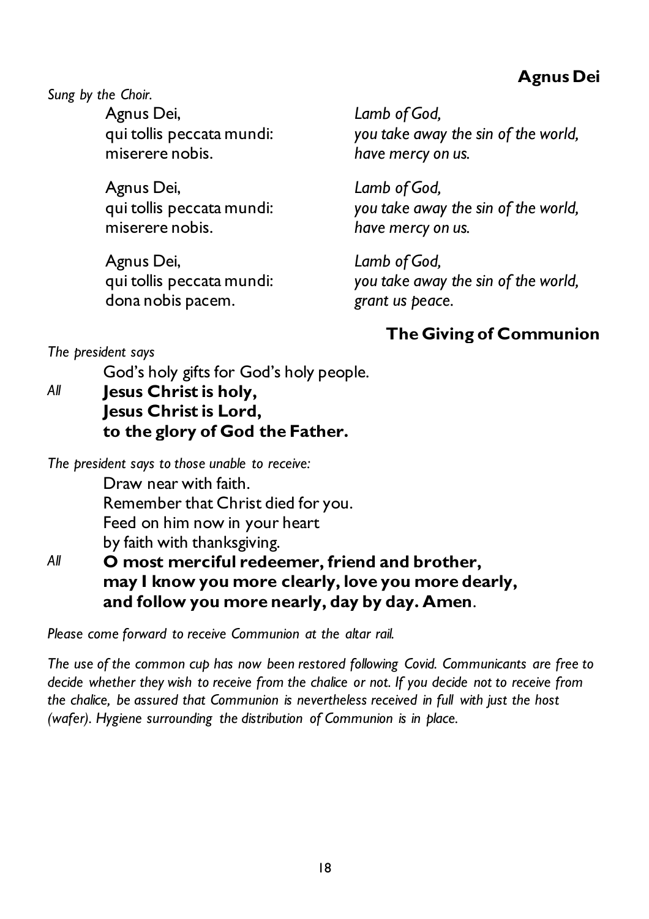## Agnus Dei

*Sung by the Choir.*

| | |
|---|---|
| Agnus Dei,<br>qui tollis peccata mundi:<br>miserere nobis. | *Lamb of God,*<br>*you take away the sin of the world,*<br>*have mercy on us.* |
| Agnus Dei,<br>qui tollis peccata mundi:<br>miserere nobis. | *Lamb of God,*<br>*you take away the sin of the world,*<br>*have mercy on us.* |
| Agnus Dei,<br>qui tollis peccata mundi:<br>dona nobis pacem. | *Lamb of God,*<br>*you take away the sin of the world,*<br>*grant us peace.* |

## The Giving of Communion

*The president says*

God's holy gifts for God's holy people.

*All* **Jesus Christ is holy,**
**Jesus Christ is Lord,**
**to the glory of God the Father.**

*The president says to those unable to receive:*

Draw near with faith.
Remember that Christ died for you.
Feed on him now in your heart
by faith with thanksgiving.

*All* **O most merciful redeemer, friend and brother,**
**may I know you more clearly, love you more dearly,**
**and follow you more nearly, day by day. Amen**.

*Please come forward to receive Communion at the altar rail.*

*The use of the common cup has now been restored following Covid. Communicants are free to decide whether they wish to receive from the chalice or not. If you decide not to receive from the chalice, be assured that Communion is nevertheless received in full with just the host (wafer). Hygiene surrounding the distribution of Communion is in place.*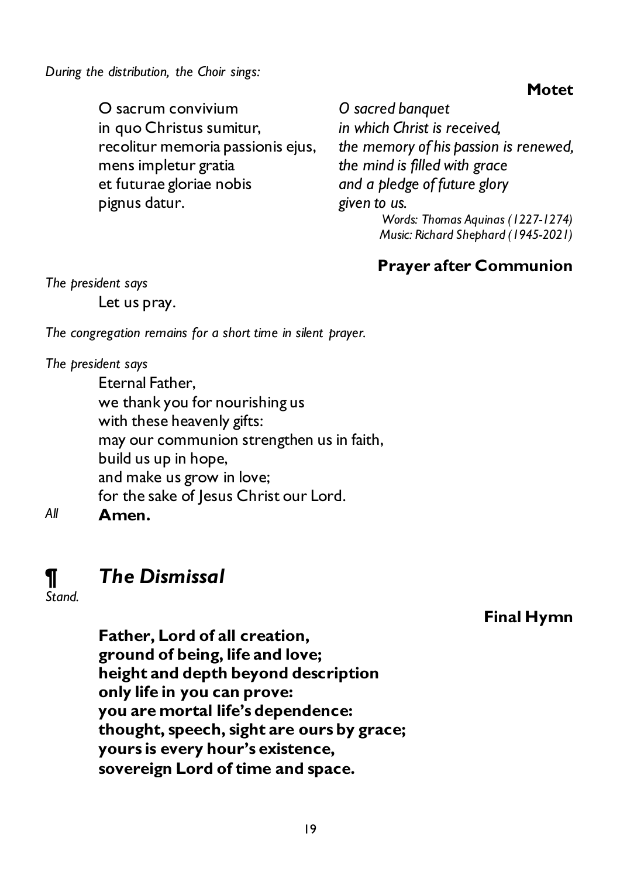*During the distribution, the Choir sings:*

**Motet**

| | |
|---|---|
| O sacrum convivium | *O sacred banquet* |
| in quo Christus sumitur, | *in which Christ is received,* |
| recolitur memoria passionis ejus, | *the memory of his passion is renewed,* |
| mens impletur gratia | *the mind is filled with grace* |
| et futurae gloriae nobis | *and a pledge of future glory* |
| pignus datur. | *given to us.* |

*Words: Thomas Aquinas (1227-1274)*
*Music: Richard Shephard (1945-2021)*

**Prayer after Communion**

*The president says*

Let us pray.

*The congregation remains for a short time in silent prayer.*

*The president says*

Eternal Father,
we thank you for nourishing us
with these heavenly gifts:
may our communion strengthen us in faith,
build us up in hope,
and make us grow in love;
for the sake of Jesus Christ our Lord.

*All* **Amen.**

## ¶ *The Dismissal*

*Stand.*

**Final Hymn**

**Father, Lord of all creation,**
**ground of being, life and love;**
**height and depth beyond description**
**only life in you can prove:**
**you are mortal life's dependence:**
**thought, speech, sight are ours by grace;**
**yours is every hour's existence,**
**sovereign Lord of time and space.**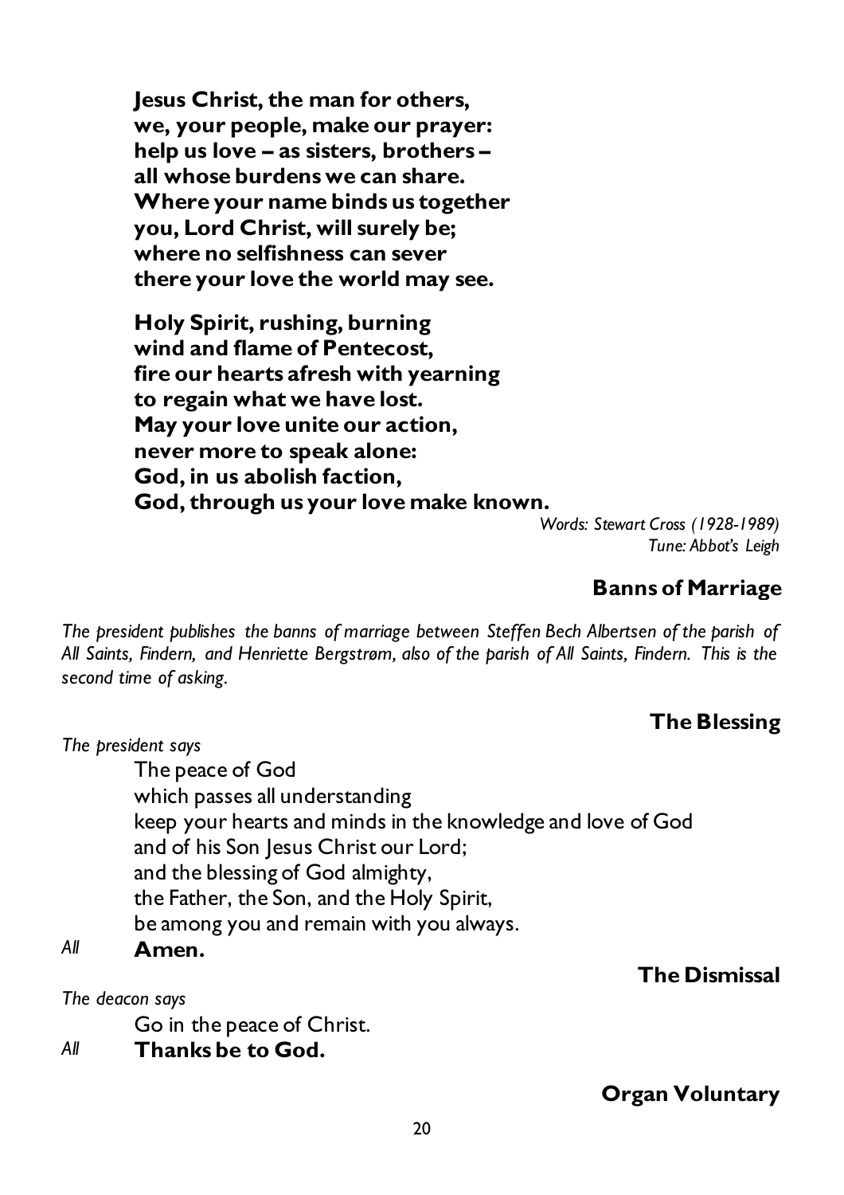**Jesus Christ, the man for others,**
**we, your people, make our prayer:**
**help us love – as sisters, brothers –**
**all whose burdens we can share.**
**Where your name binds us together**
**you, Lord Christ, will surely be;**
**where no selfishness can sever**
**there your love the world may see.**

**Holy Spirit, rushing, burning**
**wind and flame of Pentecost,**
**fire our hearts afresh with yearning**
**to regain what we have lost.**
**May your love unite our action,**
**never more to speak alone:**
**God, in us abolish faction,**
**God, through us your love make known.**

*Words: Stewart Cross (1928-1989)*
*Tune: Abbot's Leigh*

## Banns of Marriage

*The president publishes the banns of marriage between Steffen Bech Albertsen of the parish of All Saints, Findern, and Henriette Bergstrøm, also of the parish of All Saints, Findern. This is the second time of asking.*

## The Blessing

*The president says*

The peace of God
which passes all understanding
keep your hearts and minds in the knowledge and love of God
and of his Son Jesus Christ our Lord;
and the blessing of God almighty,
the Father, the Son, and the Holy Spirit,
be among you and remain with you always.

*All* **Amen.**

## The Dismissal

*The deacon says*

Go in the peace of Christ.

*All* **Thanks be to God.**

## Organ Voluntary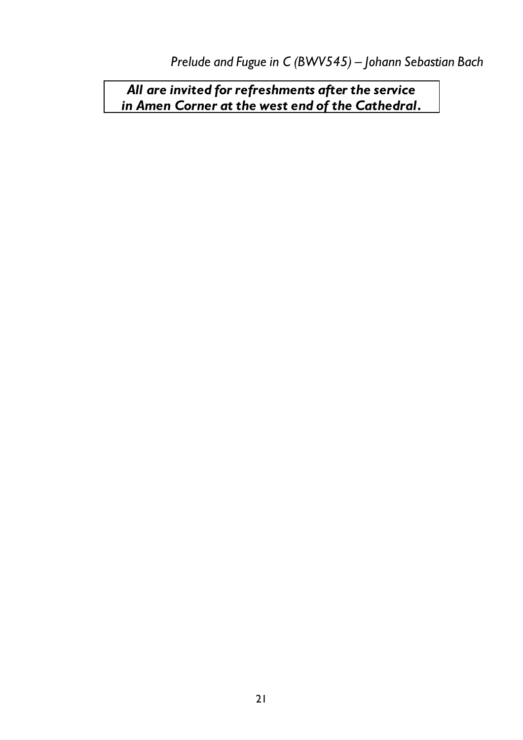*Prelude and Fugue in C (BWV545) – Johann Sebastian Bach*

***All are invited for refreshments after the service in Amen Corner at the west end of the Cathedral.***